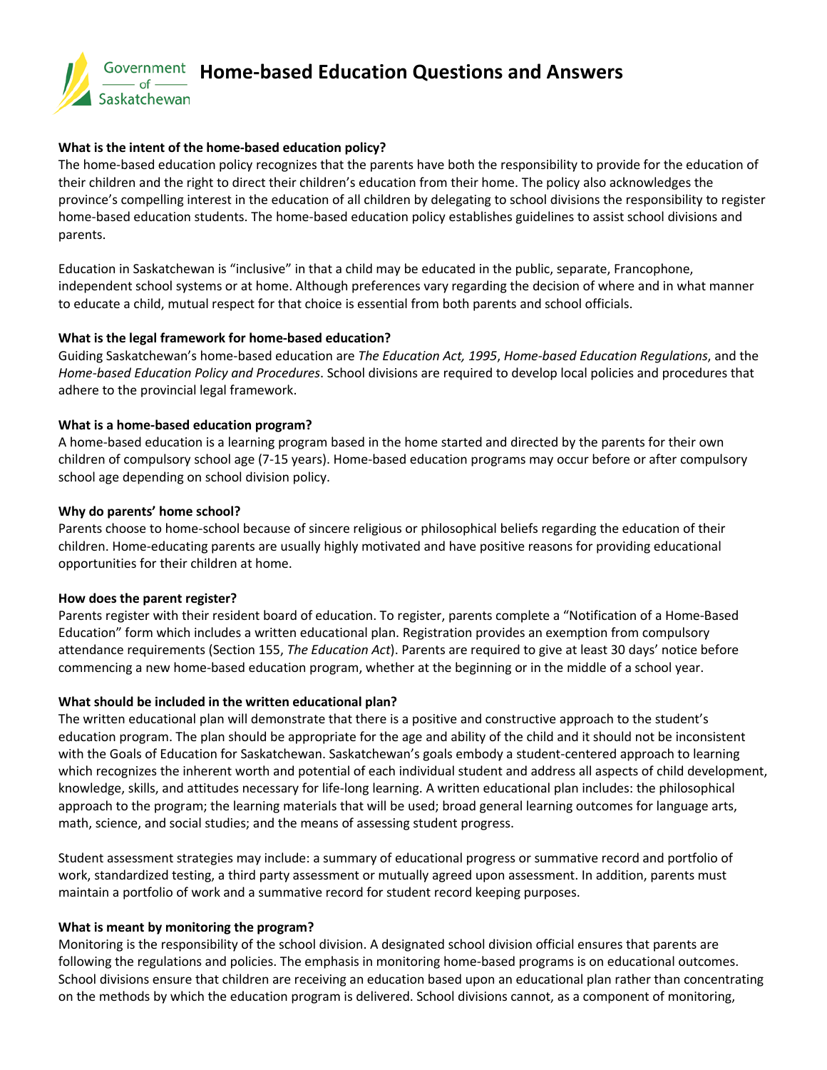# Home-based Education Questions and Answers

**What is the intent of the home-based education policy?**

The home-based education policy recognizes that the parents have both the responsibility to provide for the education of their children and the right to direct their children's education from their home. The policy also acknowledges the province's compelling interest in the education of all children by delegating to school divisions the responsibility to register home-based education students. The home-based education policy establishes guidelines to assist school divisions and parents.

Education in Saskatchewan is "inclusive" in that a child may be educated in the public, separate, Francophone, independent school systems or at home. Although preferences vary regarding the decision of where and in what manner to educate a child, mutual respect for that choice is essential from both parents and school officials.

**What is the legal framework for home-based education?**

Guiding Saskatchewan's home-based education are *The Education Act, 1995*, *Home-based Education Regulations*, and the *Home-based Education Policy and Procedures*. School divisions are required to develop local policies and procedures that adhere to the provincial legal framework.

**What is a home-based education program?**

A home-based education is a learning program based in the home started and directed by the parents for their own children of compulsory school age (7-15 years). Home-based education programs may occur before or after compulsory school age depending on school division policy.

**Why do parents' home school?**

Parents choose to home-school because of sincere religious or philosophical beliefs regarding the education of their children. Home-educating parents are usually highly motivated and have positive reasons for providing educational opportunities for their children at home.

**How does the parent register?**

Parents register with their resident board of education. To register, parents complete a "Notification of a Home-Based Education" form which includes a written educational plan. Registration provides an exemption from compulsory attendance requirements (Section 155, *The Education Act*). Parents are required to give at least 30 days' notice before commencing a new home-based education program, whether at the beginning or in the middle of a school year.

**What should be included in the written educational plan?**

The written educational plan will demonstrate that there is a positive and constructive approach to the student's education program. The plan should be appropriate for the age and ability of the child and it should not be inconsistent with the Goals of Education for Saskatchewan. Saskatchewan's goals embody a student-centered approach to learning which recognizes the inherent worth and potential of each individual student and address all aspects of child development, knowledge, skills, and attitudes necessary for life-long learning. A written educational plan includes: the philosophical approach to the program; the learning materials that will be used; broad general learning outcomes for language arts, math, science, and social studies; and the means of assessing student progress.

Student assessment strategies may include: a summary of educational progress or summative record and portfolio of work, standardized testing, a third party assessment or mutually agreed upon assessment. In addition, parents must maintain a portfolio of work and a summative record for student record keeping purposes.

**What is meant by monitoring the program?**

Monitoring is the responsibility of the school division. A designated school division official ensures that parents are following the regulations and policies. The emphasis in monitoring home-based programs is on educational outcomes. School divisions ensure that children are receiving an education based upon an educational plan rather than concentrating on the methods by which the education program is delivered. School divisions cannot, as a component of monitoring,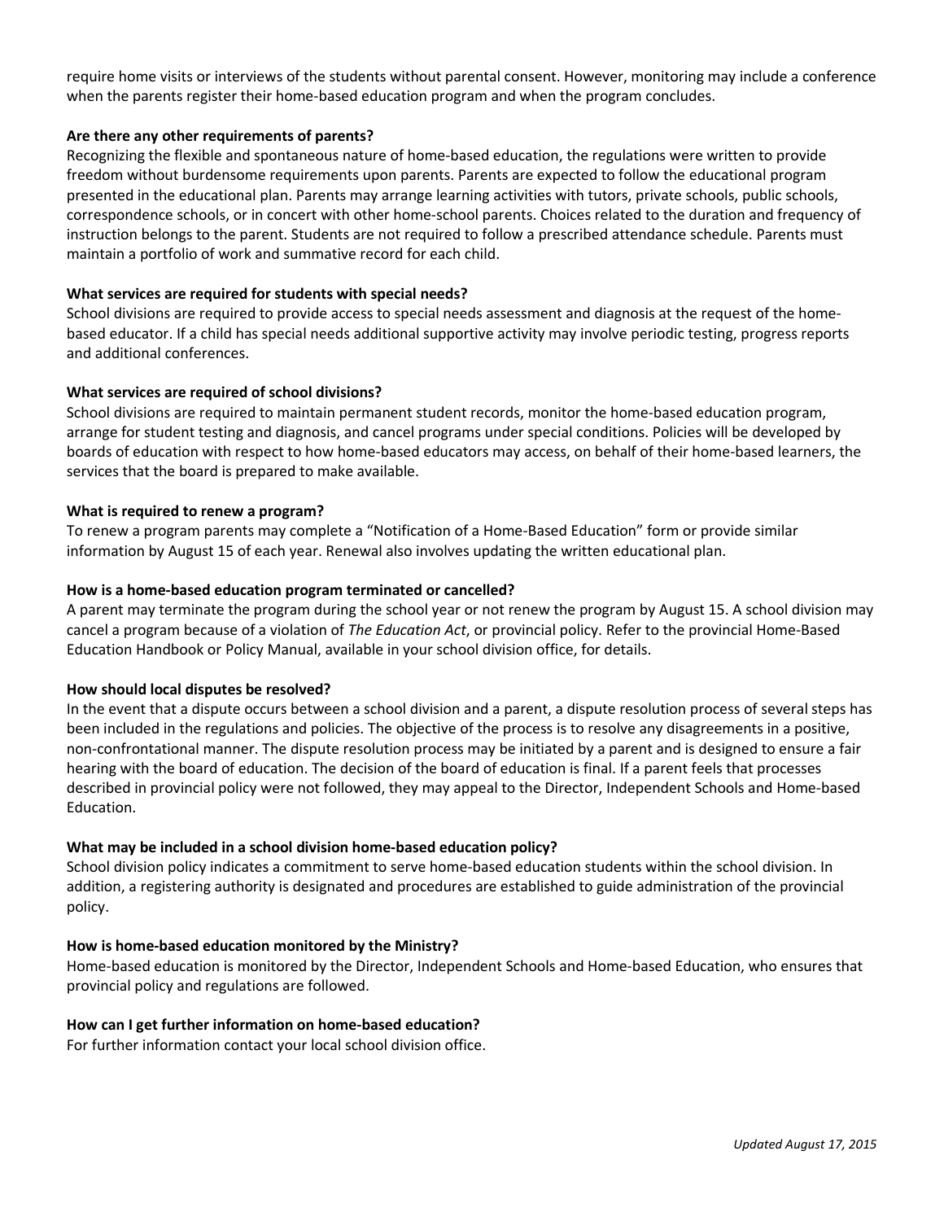require home visits or interviews of the students without parental consent. However, monitoring may include a conference when the parents register their home-based education program and when the program concludes.

**Are there any other requirements of parents?**

Recognizing the flexible and spontaneous nature of home-based education, the regulations were written to provide freedom without burdensome requirements upon parents. Parents are expected to follow the educational program presented in the educational plan. Parents may arrange learning activities with tutors, private schools, public schools, correspondence schools, or in concert with other home-school parents. Choices related to the duration and frequency of instruction belongs to the parent. Students are not required to follow a prescribed attendance schedule. Parents must maintain a portfolio of work and summative record for each child.

**What services are required for students with special needs?**

School divisions are required to provide access to special needs assessment and diagnosis at the request of the home-based educator. If a child has special needs additional supportive activity may involve periodic testing, progress reports and additional conferences.

**What services are required of school divisions?**

School divisions are required to maintain permanent student records, monitor the home-based education program, arrange for student testing and diagnosis, and cancel programs under special conditions. Policies will be developed by boards of education with respect to how home-based educators may access, on behalf of their home-based learners, the services that the board is prepared to make available.

**What is required to renew a program?**

To renew a program parents may complete a "Notification of a Home-Based Education" form or provide similar information by August 15 of each year. Renewal also involves updating the written educational plan.

**How is a home-based education program terminated or cancelled?**

A parent may terminate the program during the school year or not renew the program by August 15. A school division may cancel a program because of a violation of *The Education Act*, or provincial policy. Refer to the provincial Home-Based Education Handbook or Policy Manual, available in your school division office, for details.

**How should local disputes be resolved?**

In the event that a dispute occurs between a school division and a parent, a dispute resolution process of several steps has been included in the regulations and policies. The objective of the process is to resolve any disagreements in a positive, non-confrontational manner. The dispute resolution process may be initiated by a parent and is designed to ensure a fair hearing with the board of education. The decision of the board of education is final. If a parent feels that processes described in provincial policy were not followed, they may appeal to the Director, Independent Schools and Home-based Education.

**What may be included in a school division home-based education policy?**

School division policy indicates a commitment to serve home-based education students within the school division. In addition, a registering authority is designated and procedures are established to guide administration of the provincial policy.

**How is home-based education monitored by the Ministry?**

Home-based education is monitored by the Director, Independent Schools and Home-based Education, who ensures that provincial policy and regulations are followed.

**How can I get further information on home-based education?**

For further information contact your local school division office.

*Updated August 17, 2015*